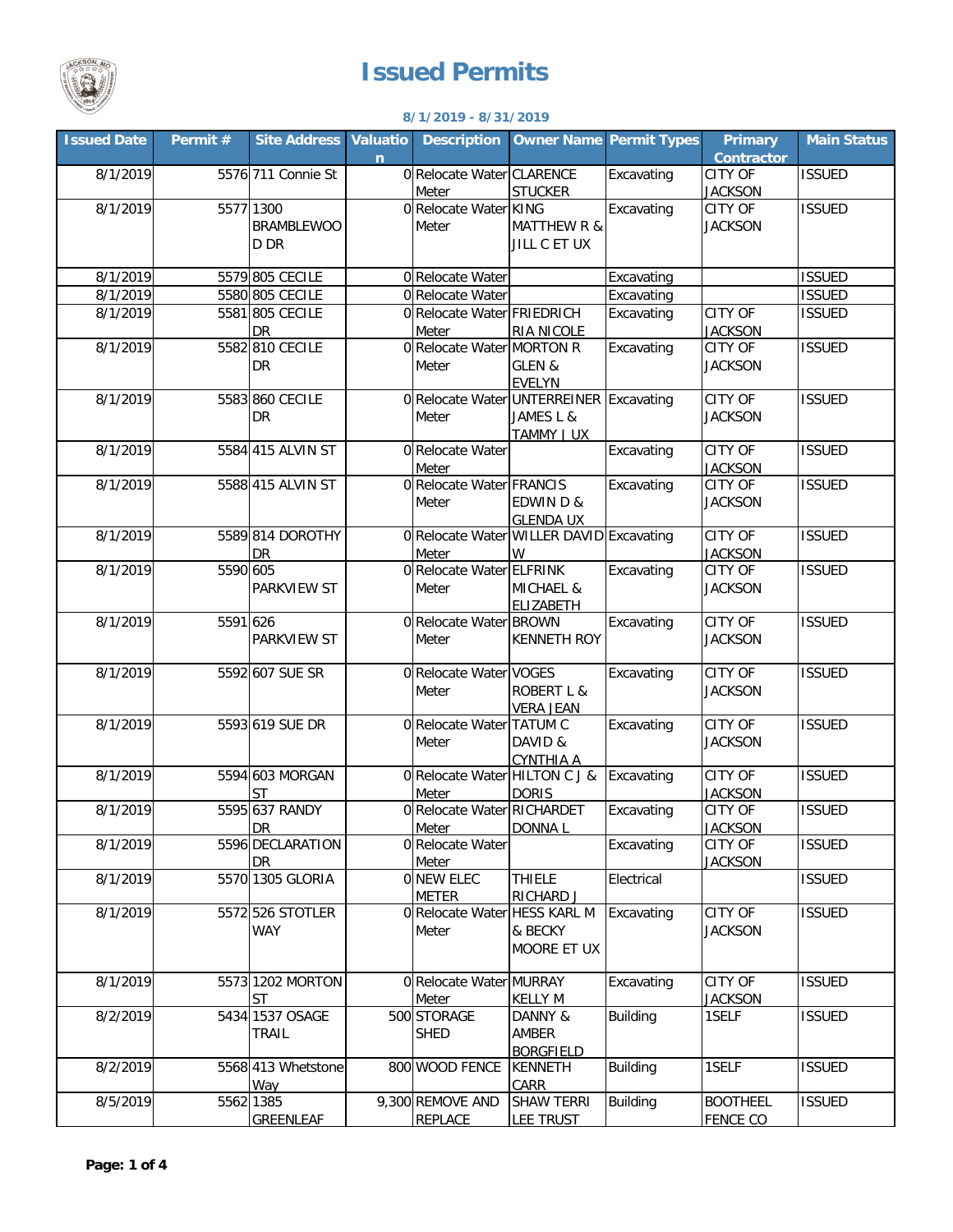# Issued Permits

**8/1/2019 - 8/31/2019**

| Issued Date | Permit # | Site Address | Valuation | Description | Owner Name | Permit Types | Primary Contractor | Main Status |
|---|---|---|---|---|---|---|---|---|
| 8/1/2019 | 5576 | 711 Connie St | 0 | Relocate Water Meter | CLARENCE STUCKER | Excavating | CITY OF JACKSON | ISSUED |
| 8/1/2019 | 5577 | 1300 BRAMBLEWOOD DR | 0 | Relocate Water Meter | KING MATTHEW R & JILL C ET UX | Excavating | CITY OF JACKSON | ISSUED |
| 8/1/2019 | 5579 | 805 CECILE | 0 | Relocate Water | | Excavating | | ISSUED |
| 8/1/2019 | 5580 | 805 CECILE | 0 | Relocate Water | | Excavating | | ISSUED |
| 8/1/2019 | 5581 | 805 CECILE DR | 0 | Relocate Water Meter | FRIEDRICH RIA NICOLE | Excavating | CITY OF JACKSON | ISSUED |
| 8/1/2019 | 5582 | 810 CECILE DR | 0 | Relocate Water Meter | MORTON R GLEN & EVELYN | Excavating | CITY OF JACKSON | ISSUED |
| 8/1/2019 | 5583 | 860 CECILE DR | 0 | Relocate Water Meter | UNTERREINER JAMES L & TAMMY J UX | Excavating | CITY OF JACKSON | ISSUED |
| 8/1/2019 | 5584 | 415 ALVIN ST | 0 | Relocate Water Meter | | Excavating | CITY OF JACKSON | ISSUED |
| 8/1/2019 | 5588 | 415 ALVIN ST | 0 | Relocate Water Meter | FRANCIS EDWIN D & GLENDA UX | Excavating | CITY OF JACKSON | ISSUED |
| 8/1/2019 | 5589 | 814 DOROTHY DR | 0 | Relocate Water Meter | WILLER DAVID W | Excavating | CITY OF JACKSON | ISSUED |
| 8/1/2019 | 5590 | 605 PARKVIEW ST | 0 | Relocate Water Meter | ELFRINK MICHAEL & ELIZABETH | Excavating | CITY OF JACKSON | ISSUED |
| 8/1/2019 | 5591 | 626 PARKVIEW ST | 0 | Relocate Water Meter | BROWN KENNETH ROY | Excavating | CITY OF JACKSON | ISSUED |
| 8/1/2019 | 5592 | 607 SUE SR | 0 | Relocate Water Meter | VOGES ROBERT L & VERA JEAN | Excavating | CITY OF JACKSON | ISSUED |
| 8/1/2019 | 5593 | 619 SUE DR | 0 | Relocate Water Meter | TATUM C DAVID & CYNTHIA A | Excavating | CITY OF JACKSON | ISSUED |
| 8/1/2019 | 5594 | 603 MORGAN ST | 0 | Relocate Water Meter | HILTON C J & DORIS | Excavating | CITY OF JACKSON | ISSUED |
| 8/1/2019 | 5595 | 637 RANDY DR | 0 | Relocate Water Meter | RICHARDET DONNA L | Excavating | CITY OF JACKSON | ISSUED |
| 8/1/2019 | 5596 | DECLARATION DR | 0 | Relocate Water Meter | | Excavating | CITY OF JACKSON | ISSUED |
| 8/1/2019 | 5570 | 1305 GLORIA | 0 | NEW ELEC METER | THIELE RICHARD J | Electrical | | ISSUED |
| 8/1/2019 | 5572 | 526 STOTLER WAY | 0 | Relocate Water Meter | HESS KARL M & BECKY MOORE ET UX | Excavating | CITY OF JACKSON | ISSUED |
| 8/1/2019 | 5573 | 1202 MORTON ST | 0 | Relocate Water Meter | MURRAY KELLY M | Excavating | CITY OF JACKSON | ISSUED |
| 8/2/2019 | 5434 | 1537 OSAGE TRAIL | 500 | STORAGE SHED | DANNY & AMBER BORGFIELD | Building | 1SELF | ISSUED |
| 8/2/2019 | 5568 | 413 Whetstone Way | 800 | WOOD FENCE | KENNETH CARR | Building | 1SELF | ISSUED |
| 8/5/2019 | 5562 | 1385 GREENLEAF | 9,300 | REMOVE AND REPLACE | SHAW TERRI LEE TRUST | Building | BOOTHEEL FENCE CO | ISSUED |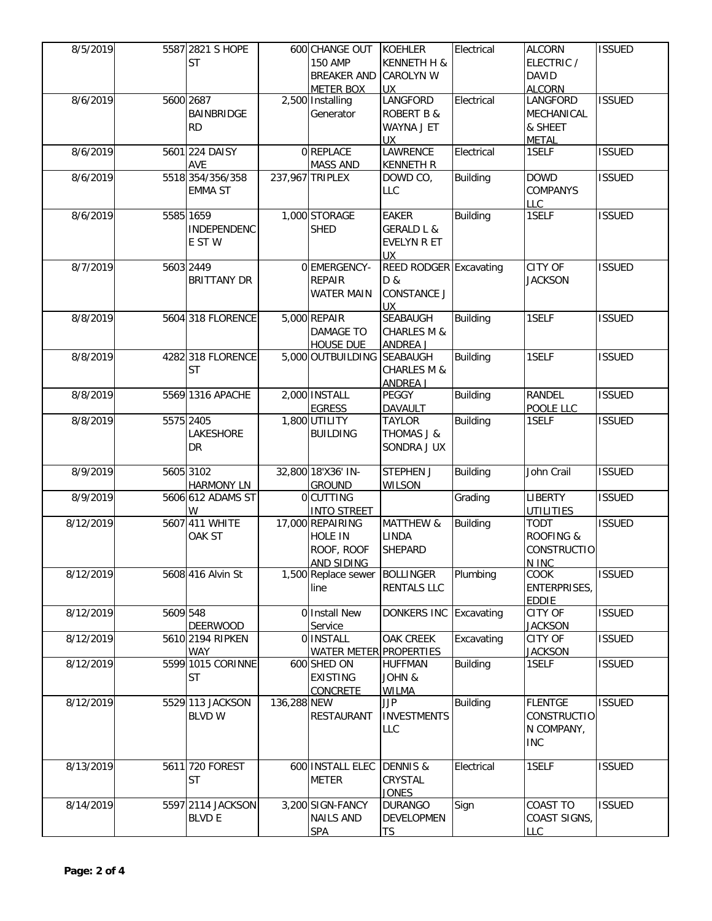| | | | | | | | | |
|---|---|---|---|---|---|---|---|---|
| 8/5/2019 | 5587 | 2821 S HOPE ST | 600 | CHANGE OUT 150 AMP BREAKER AND METER BOX | KOEHLER KENNETH H & CAROLYN W UX | Electrical | ALCORN ELECTRIC / DAVID ALCORN | ISSUED |
| 8/6/2019 | 5600 | 2687 BAINBRIDGE RD | 2,500 | Installing Generator | LANGFORD ROBERT B & WAYNA J ET UX | Electrical | LANGFORD MECHANICAL & SHEET METAL | ISSUED |
| 8/6/2019 | 5601 | 224 DAISY AVE | 0 | REPLACE MASS AND | LAWRENCE KENNETH R | Electrical | 1SELF | ISSUED |
| 8/6/2019 | 5518 | 354/356/358 EMMA ST | 237,967 | TRIPLEX | DOWD CO, LLC | Building | DOWD COMPANYS LLC | ISSUED |
| 8/6/2019 | 5585 | 1659 INDEPENDENCE ST W | 1,000 | STORAGE SHED | EAKER GERALD L & EVELYN R ET UX | Building | 1SELF | ISSUED |
| 8/7/2019 | 5603 | 2449 BRITTANY DR | 0 | EMERGENCY-REPAIR WATER MAIN | REED RODGER D & CONSTANCE J UX | Excavating | CITY OF JACKSON | ISSUED |
| 8/8/2019 | 5604 | 318 FLORENCE | 5,000 | REPAIR DAMAGE TO HOUSE DUE | SEABAUGH CHARLES M & ANDREA J | Building | 1SELF | ISSUED |
| 8/8/2019 | 4282 | 318 FLORENCE ST | 5,000 | OUTBUILDING | SEABAUGH CHARLES M & ANDREA J | Building | 1SELF | ISSUED |
| 8/8/2019 | 5569 | 1316 APACHE | 2,000 | INSTALL EGRESS | PEGGY DAVAULT | Building | RANDEL POOLE LLC | ISSUED |
| 8/8/2019 | 5575 | 2405 LAKESHORE DR | 1,800 | UTILITY BUILDING | TAYLOR THOMAS J & SONDRA J UX | Building | 1SELF | ISSUED |
| 8/9/2019 | 5605 | 3102 HARMONY LN | 32,800 | 18'X36' IN-GROUND | STEPHEN J WILSON | Building | John Crail | ISSUED |
| 8/9/2019 | 5606 | 612 ADAMS ST W | 0 | CUTTING INTO STREET | | Grading | LIBERTY UTILITIES | ISSUED |
| 8/12/2019 | 5607 | 411 WHITE OAK ST | 17,000 | REPAIRING HOLE IN ROOF, ROOF AND SIDING | MATTHEW & LINDA SHEPARD | Building | TODT ROOFING & CONSTRUCTION INC | ISSUED |
| 8/12/2019 | 5608 | 416 Alvin St | 1,500 | Replace sewer line | BOLLINGER RENTALS LLC | Plumbing | COOK ENTERPRISES, EDDIE | ISSUED |
| 8/12/2019 | 5609 | 548 DEERWOOD | 0 | Install New Service | DONKERS INC | Excavating | CITY OF JACKSON | ISSUED |
| 8/12/2019 | 5610 | 2194 RIPKEN WAY | 0 | INSTALL WATER METER | OAK CREEK PROPERTIES | Excavating | CITY OF JACKSON | ISSUED |
| 8/12/2019 | 5599 | 1015 CORINNE ST | 600 | SHED ON EXISTING CONCRETE | HUFFMAN JOHN & WILMA | Building | 1SELF | ISSUED |
| 8/12/2019 | 5529 | 113 JACKSON BLVD W | 136,288 | NEW RESTAURANT | JJP INVESTMENTS LLC | Building | FLENTGE CONSTRUCTION COMPANY, INC | ISSUED |
| 8/13/2019 | 5611 | 720 FOREST ST | 600 | INSTALL ELEC METER | DENNIS & CRYSTAL JONES | Electrical | 1SELF | ISSUED |
| 8/14/2019 | 5597 | 2114 JACKSON BLVD E | 3,200 | SIGN-FANCY NAILS AND SPA | DURANGO DEVELOPMENTS | Sign | COAST TO COAST SIGNS, LLC | ISSUED |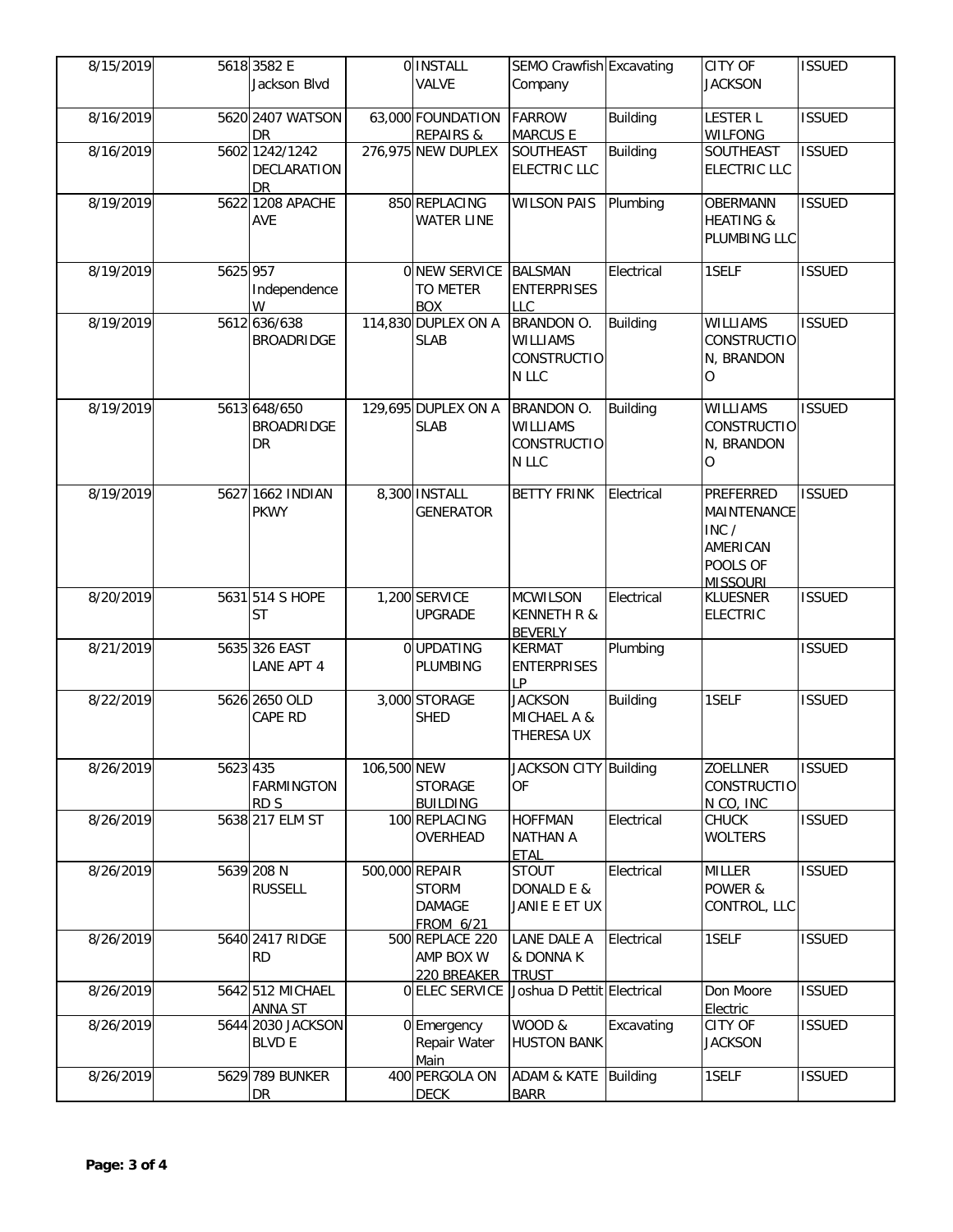| | | | | | | | | |
|---|---|---|---|---|---|---|---|---|
| 8/15/2019 | 5618 | 3582 E Jackson Blvd | 0 | INSTALL VALVE | SEMO Crawfish Company | Excavating | CITY OF JACKSON | ISSUED |
| 8/16/2019 | 5620 | 2407 WATSON DR | 63,000 | FOUNDATION REPAIRS & | FARROW MARCUS E | Building | LESTER L WILFONG | ISSUED |
| 8/16/2019 | 5602 | 1242/1242 DECLARATION DR | 276,975 | NEW DUPLEX | SOUTHEAST ELECTRIC LLC | Building | SOUTHEAST ELECTRIC LLC | ISSUED |
| 8/19/2019 | 5622 | 1208 APACHE AVE | 850 | REPLACING WATER LINE | WILSON PAIS | Plumbing | OBERMANN HEATING & PLUMBING LLC | ISSUED |
| 8/19/2019 | 5625 | 957 Independence W | 0 | NEW SERVICE TO METER BOX | BALSMAN ENTERPRISES LLC | Electrical | 1SELF | ISSUED |
| 8/19/2019 | 5612 | 636/638 BROADRIDGE | 114,830 | DUPLEX ON A SLAB | BRANDON O. WILLIAMS CONSTRUCTION LLC | Building | WILLIAMS CONSTRUCTION, BRANDON O | ISSUED |
| 8/19/2019 | 5613 | 648/650 BROADRIDGE DR | 129,695 | DUPLEX ON A SLAB | BRANDON O. WILLIAMS CONSTRUCTION LLC | Building | WILLIAMS CONSTRUCTION, BRANDON O | ISSUED |
| 8/19/2019 | 5627 | 1662 INDIAN PKWY | 8,300 | INSTALL GENERATOR | BETTY FRINK | Electrical | PREFERRED MAINTENANCE INC / AMERICAN POOLS OF MISSOURI | ISSUED |
| 8/20/2019 | 5631 | 514 S HOPE ST | 1,200 | SERVICE UPGRADE | MCWILSON KENNETH R & BEVERLY | Electrical | KLUESNER ELECTRIC | ISSUED |
| 8/21/2019 | 5635 | 326 EAST LANE APT 4 | 0 | UPDATING PLUMBING | KERMAT ENTERPRISES LP | Plumbing | | ISSUED |
| 8/22/2019 | 5626 | 2650 OLD CAPE RD | 3,000 | STORAGE SHED | JACKSON MICHAEL A & THERESA UX | Building | 1SELF | ISSUED |
| 8/26/2019 | 5623 | 435 FARMINGTON RD S | 106,500 | NEW STORAGE BUILDING | JACKSON CITY OF | Building | ZOELLNER CONSTRUCTION CO, INC | ISSUED |
| 8/26/2019 | 5638 | 217 ELM ST | 100 | REPLACING OVERHEAD | HOFFMAN NATHAN A ETAL | Electrical | CHUCK WOLTERS | ISSUED |
| 8/26/2019 | 5639 | 208 N RUSSELL | 500,000 | REPAIR STORM DAMAGE FROM 6/21 | STOUT DONALD E & JANIE E ET UX | Electrical | MILLER POWER & CONTROL, LLC | ISSUED |
| 8/26/2019 | 5640 | 2417 RIDGE RD | 500 | REPLACE 220 AMP BOX W 220 BREAKER | LANE DALE A & DONNA K TRUST | Electrical | 1SELF | ISSUED |
| 8/26/2019 | 5642 | 512 MICHAEL ANNA ST | 0 | ELEC SERVICE | Joshua D Pettit | Electrical | Don Moore Electric | ISSUED |
| 8/26/2019 | 5644 | 2030 JACKSON BLVD E | 0 | Emergency Repair Water Main | WOOD & HUSTON BANK | Excavating | CITY OF JACKSON | ISSUED |
| 8/26/2019 | 5629 | 789 BUNKER DR | 400 | PERGOLA ON DECK | ADAM & KATE BARR | Building | 1SELF | ISSUED |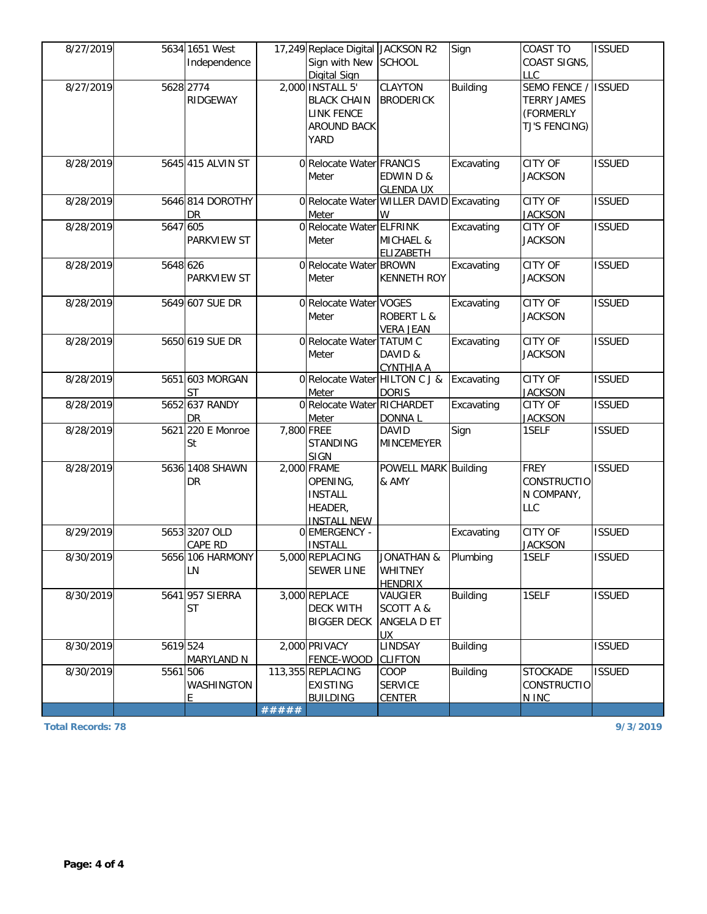| | | | | | | | | |
|---|---|---|---|---|---|---|---|---|
| 8/27/2019 | 5634 | 1651 West Independence | 17,249 | Replace Digital Sign with New Digital Sign | JACKSON R2 SCHOOL | Sign | COAST TO COAST SIGNS, LLC | ISSUED |
| 8/27/2019 | 5628 | 2774 RIDGEWAY | 2,000 | INSTALL 5' BLACK CHAIN LINK FENCE AROUND BACK YARD | CLAYTON BRODERICK | Building | SEMO FENCE / TERRY JAMES (FORMERLY TJ'S FENCING) | ISSUED |
| 8/28/2019 | 5645 | 415 ALVIN ST | 0 | Relocate Water Meter | FRANCIS EDWIN D & GLENDA UX | Excavating | CITY OF JACKSON | ISSUED |
| 8/28/2019 | 5646 | 814 DOROTHY DR | 0 | Relocate Water Meter | WILLER DAVID W | Excavating | CITY OF JACKSON | ISSUED |
| 8/28/2019 | 5647 | 605 PARKVIEW ST | 0 | Relocate Water Meter | ELFRINK MICHAEL & ELIZABETH | Excavating | CITY OF JACKSON | ISSUED |
| 8/28/2019 | 5648 | 626 PARKVIEW ST | 0 | Relocate Water Meter | BROWN KENNETH ROY | Excavating | CITY OF JACKSON | ISSUED |
| 8/28/2019 | 5649 | 607 SUE DR | 0 | Relocate Water Meter | VOGES ROBERT L & VERA JEAN | Excavating | CITY OF JACKSON | ISSUED |
| 8/28/2019 | 5650 | 619 SUE DR | 0 | Relocate Water Meter | TATUM C DAVID & CYNTHIA A | Excavating | CITY OF JACKSON | ISSUED |
| 8/28/2019 | 5651 | 603 MORGAN ST | 0 | Relocate Water Meter | HILTON C J & DORIS | Excavating | CITY OF JACKSON | ISSUED |
| 8/28/2019 | 5652 | 637 RANDY DR | 0 | Relocate Water Meter | RICHARDET DONNA L | Excavating | CITY OF JACKSON | ISSUED |
| 8/28/2019 | 5621 | 220 E Monroe St | 7,800 | FREE STANDING SIGN | DAVID MINCEMEYER | Sign | 1SELF | ISSUED |
| 8/28/2019 | 5636 | 1408 SHAWN DR | 2,000 | FRAME OPENING, INSTALL HEADER, INSTALL NEW | POWELL MARK & AMY | Building | FREY CONSTRUCTION COMPANY, LLC | ISSUED |
| 8/29/2019 | 5653 | 3207 OLD CAPE RD | 0 | EMERGENCY - INSTALL | | Excavating | CITY OF JACKSON | ISSUED |
| 8/30/2019 | 5656 | 106 HARMONY LN | 5,000 | REPLACING SEWER LINE | JONATHAN & WHITNEY HENDRIX | Plumbing | 1SELF | ISSUED |
| 8/30/2019 | 5641 | 957 SIERRA ST | 3,000 | REPLACE DECK WITH BIGGER DECK | VAUGIER SCOTT A & ANGELA D ET UX | Building | 1SELF | ISSUED |
| 8/30/2019 | 5619 | 524 MARYLAND N | 2,000 | PRIVACY FENCE-WOOD | LINDSAY CLIFTON | Building | | ISSUED |
| 8/30/2019 | 5561 | 506 WASHINGTON E | 113,355 | REPLACING EXISTING BUILDING | COOP SERVICE CENTER | Building | STOCKADE CONSTRUCTION INC | ISSUED |
| | | | ##### | | | | | |

**Total Records: 78**

**9/3/2019**